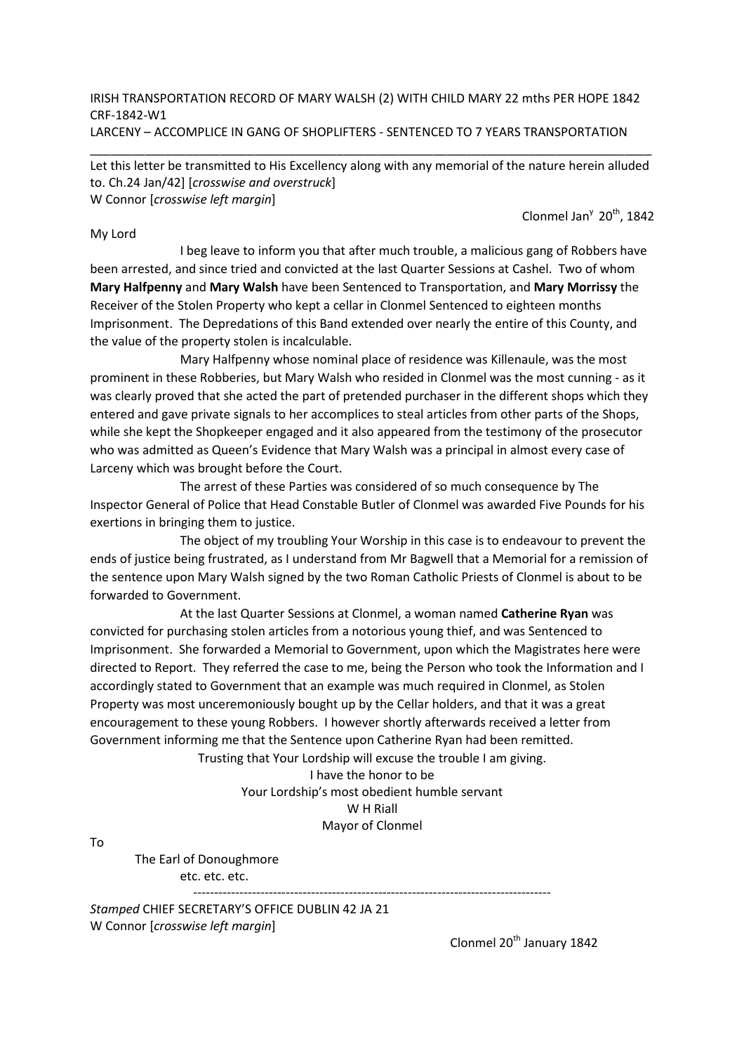IRISH TRANSPORTATION RECORD OF MARY WALSH (2) WITH CHILD MARY 22 mths PER HOPE 1842
CRF-1842-W1
LARCENY – ACCOMPLICE IN GANG OF SHOPLIFTERS - SENTENCED TO 7 YEARS TRANSPORTATION

---

Let this letter be transmitted to His Excellency along with any memorial of the nature herein alluded to. Ch.24 Jan/42] [*crosswise and overstruck*]
W Connor [*crosswise left margin*]

Clonmel Jan[y] 20[th], 1842

My Lord

I beg leave to inform you that after much trouble, a malicious gang of Robbers have been arrested, and since tried and convicted at the last Quarter Sessions at Cashel. Two of whom **Mary Halfpenny** and **Mary Walsh** have been Sentenced to Transportation, and **Mary Morrissy** the Receiver of the Stolen Property who kept a cellar in Clonmel Sentenced to eighteen months Imprisonment. The Depredations of this Band extended over nearly the entire of this County, and the value of the property stolen is incalculable.

Mary Halfpenny whose nominal place of residence was Killenaule, was the most prominent in these Robberies, but Mary Walsh who resided in Clonmel was the most cunning - as it was clearly proved that she acted the part of pretended purchaser in the different shops which they entered and gave private signals to her accomplices to steal articles from other parts of the Shops, while she kept the Shopkeeper engaged and it also appeared from the testimony of the prosecutor who was admitted as Queen's Evidence that Mary Walsh was a principal in almost every case of Larceny which was brought before the Court.

The arrest of these Parties was considered of so much consequence by The Inspector General of Police that Head Constable Butler of Clonmel was awarded Five Pounds for his exertions in bringing them to justice.

The object of my troubling Your Worship in this case is to endeavour to prevent the ends of justice being frustrated, as I understand from Mr Bagwell that a Memorial for a remission of the sentence upon Mary Walsh signed by the two Roman Catholic Priests of Clonmel is about to be forwarded to Government.

At the last Quarter Sessions at Clonmel, a woman named **Catherine Ryan** was convicted for purchasing stolen articles from a notorious young thief, and was Sentenced to Imprisonment. She forwarded a Memorial to Government, upon which the Magistrates here were directed to Report. They referred the case to me, being the Person who took the Information and I accordingly stated to Government that an example was much required in Clonmel, as Stolen Property was most unceremoniously bought up by the Cellar holders, and that it was a great encouragement to these young Robbers. I however shortly afterwards received a letter from Government informing me that the Sentence upon Catherine Ryan had been remitted.

Trusting that Your Lordship will excuse the trouble I am giving.
I have the honor to be
Your Lordship's most obedient humble servant
W H Riall
Mayor of Clonmel

To
The Earl of Donoughmore
etc. etc. etc.

---

*Stamped* CHIEF SECRETARY'S OFFICE DUBLIN 42 JA 21
W Connor [*crosswise left margin*]

Clonmel 20[th] January 1842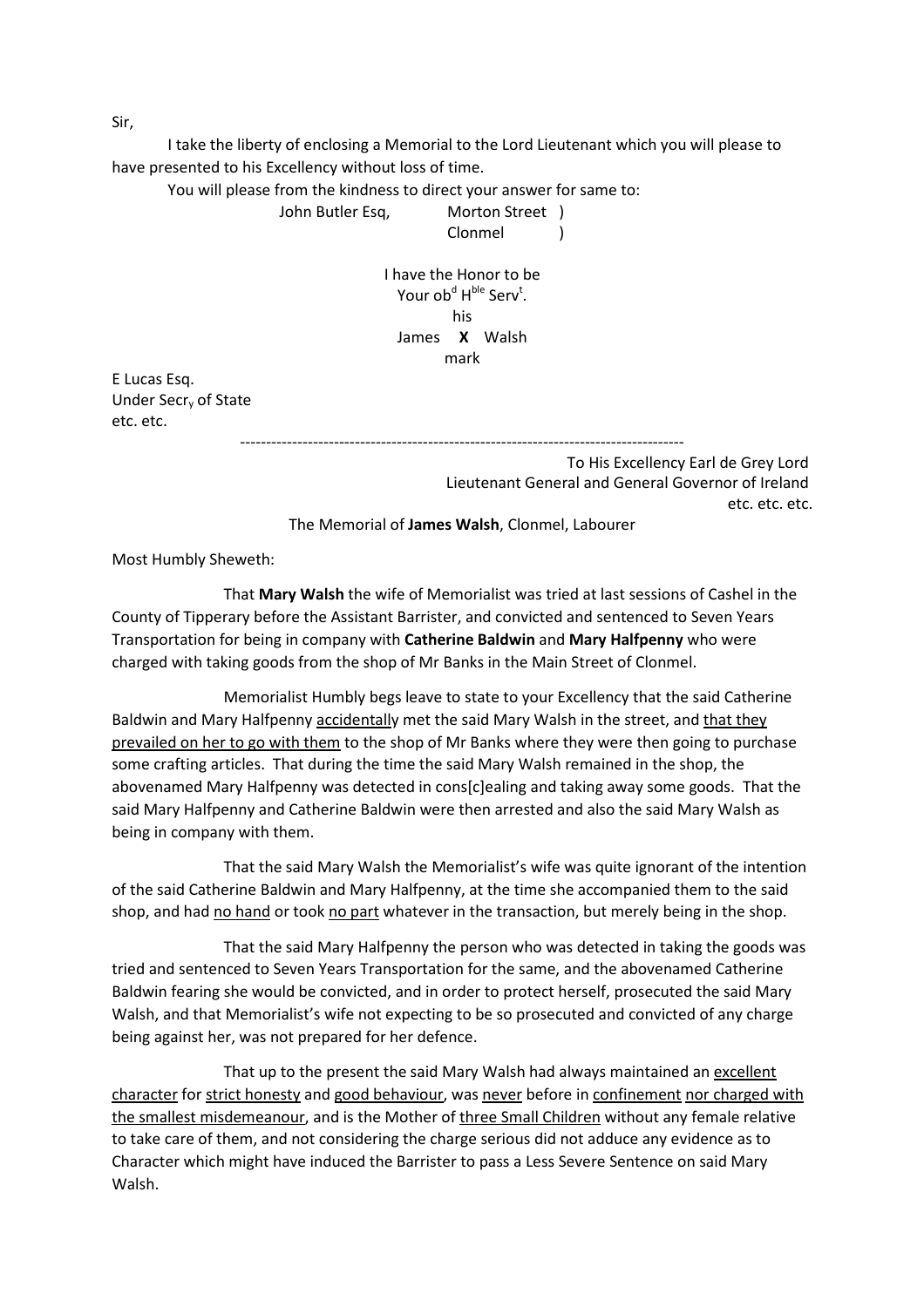Sir,

I take the liberty of enclosing a Memorial to the Lord Lieutenant which you will please to have presented to his Excellency without loss of time.

You will please from the kindness to direct your answer for same to:

John Butler Esq, Morton Street )
Clonmel )

I have the Honor to be
Your ob$^{d}$ H$^{ble}$ Serv$^{t}$.
his
James **X** Walsh
mark

E Lucas Esq.
Under Secr$_{y}$ of State
etc. etc.

---

To His Excellency Earl de Grey Lord
Lieutenant General and General Governor of Ireland
etc. etc. etc.

The Memorial of **James Walsh**, Clonmel, Labourer

Most Humbly Sheweth:

That **Mary Walsh** the wife of Memorialist was tried at last sessions of Cashel in the County of Tipperary before the Assistant Barrister, and convicted and sentenced to Seven Years Transportation for being in company with **Catherine Baldwin** and **Mary Halfpenny** who were charged with taking goods from the shop of Mr Banks in the Main Street of Clonmel.

Memorialist Humbly begs leave to state to your Excellency that the said Catherine Baldwin and Mary Halfpenny <u>accidentall</u>y met the said Mary Walsh in the street, and <u>that they prevailed on her to go with them</u> to the shop of Mr Banks where they were then going to purchase some crafting articles. That during the time the said Mary Walsh remained in the shop, the abovenamed Mary Halfpenny was detected in cons[c]ealing and taking away some goods. That the said Mary Halfpenny and Catherine Baldwin were then arrested and also the said Mary Walsh as being in company with them.

That the said Mary Walsh the Memorialist's wife was quite ignorant of the intention of the said Catherine Baldwin and Mary Halfpenny, at the time she accompanied them to the said shop, and had <u>no hand</u> or took <u>no part</u> whatever in the transaction, but merely being in the shop.

That the said Mary Halfpenny the person who was detected in taking the goods was tried and sentenced to Seven Years Transportation for the same, and the abovenamed Catherine Baldwin fearing she would be convicted, and in order to protect herself, prosecuted the said Mary Walsh, and that Memorialist's wife not expecting to be so prosecuted and convicted of any charge being against her, was not prepared for her defence.

That up to the present the said Mary Walsh had always maintained an <u>excellent character</u> for <u>strict honesty</u> and <u>good behaviour</u>, was <u>never</u> before in <u>confinement</u> <u>nor charged with the smallest misdemeanour</u>, and is the Mother of <u>three Small Children</u> without any female relative to take care of them, and not considering the charge serious did not adduce any evidence as to Character which might have induced the Barrister to pass a Less Severe Sentence on said Mary Walsh.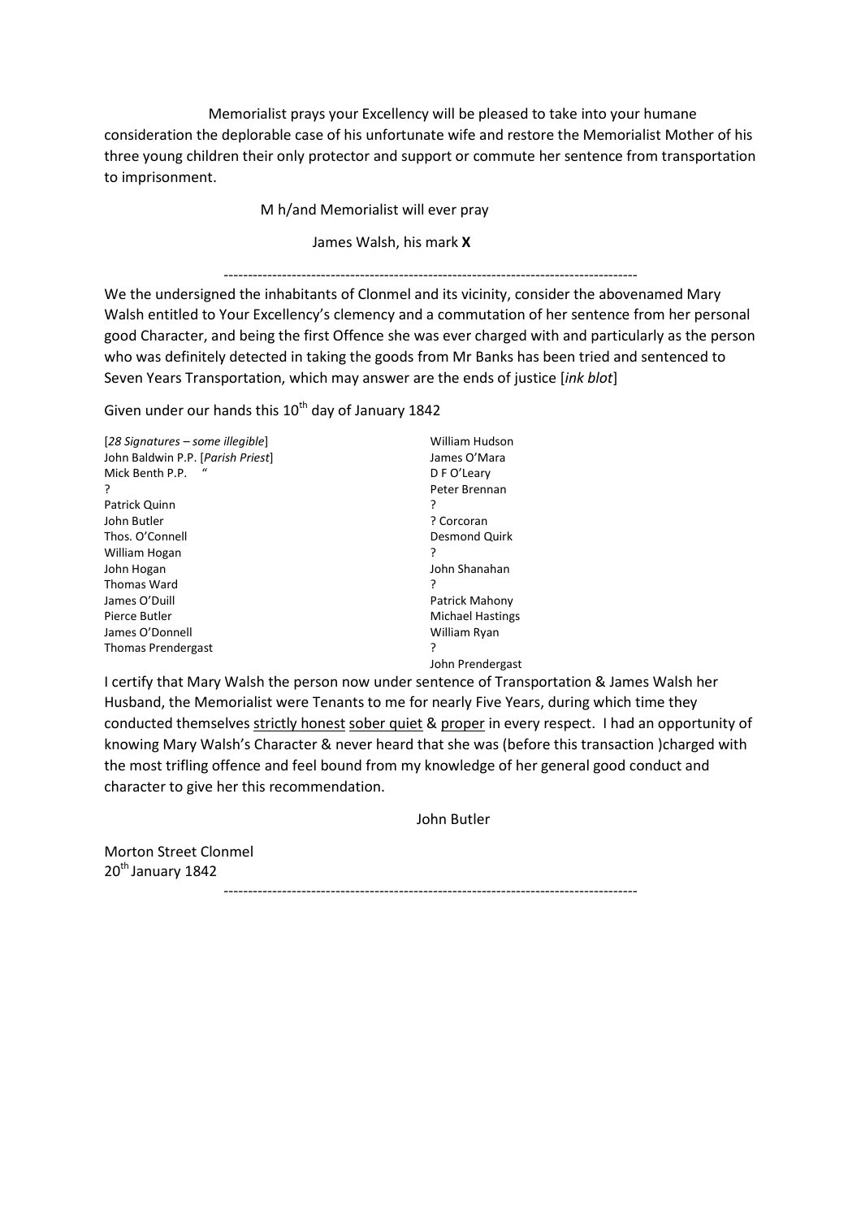Memorialist prays your Excellency will be pleased to take into your humane consideration the deplorable case of his unfortunate wife and restore the Memorialist Mother of his three young children their only protector and support or commute her sentence from transportation to imprisonment.

M h/and Memorialist will ever pray

James Walsh, his mark **X**

---

We the undersigned the inhabitants of Clonmel and its vicinity, consider the abovenamed Mary Walsh entitled to Your Excellency's clemency and a commutation of her sentence from her personal good Character, and being the first Offence she was ever charged with and particularly as the person who was definitely detected in taking the goods from Mr Banks has been tried and sentenced to Seven Years Transportation, which may answer are the ends of justice [*ink blot*]

Given under our hands this 10th day of January 1842

| | |
|---|---|
| [*28 Signatures – some illegible*] | William Hudson |
| John Baldwin P.P. [*Parish Priest*] | James O'Mara |
| Mick Benth P.P. " | D F O'Leary |
| ? | Peter Brennan |
| Patrick Quinn | ? |
| John Butler | ? Corcoran |
| Thos. O'Connell | Desmond Quirk |
| William Hogan | ? |
| John Hogan | John Shanahan |
| Thomas Ward | ? |
| James O'Duill | Patrick Mahony |
| Pierce Butler | Michael Hastings |
| James O'Donnell | William Ryan |
| Thomas Prendergast | ? |
| | John Prendergast |

I certify that Mary Walsh the person now under sentence of Transportation & James Walsh her Husband, the Memorialist were Tenants to me for nearly Five Years, during which time they conducted themselves <u>strictly honest</u> <u>sober quiet</u> & <u>proper</u> in every respect. I had an opportunity of knowing Mary Walsh's Character & never heard that she was (before this transaction )charged with the most trifling offence and feel bound from my knowledge of her general good conduct and character to give her this recommendation.

John Butler

Morton Street Clonmel
20th January 1842

---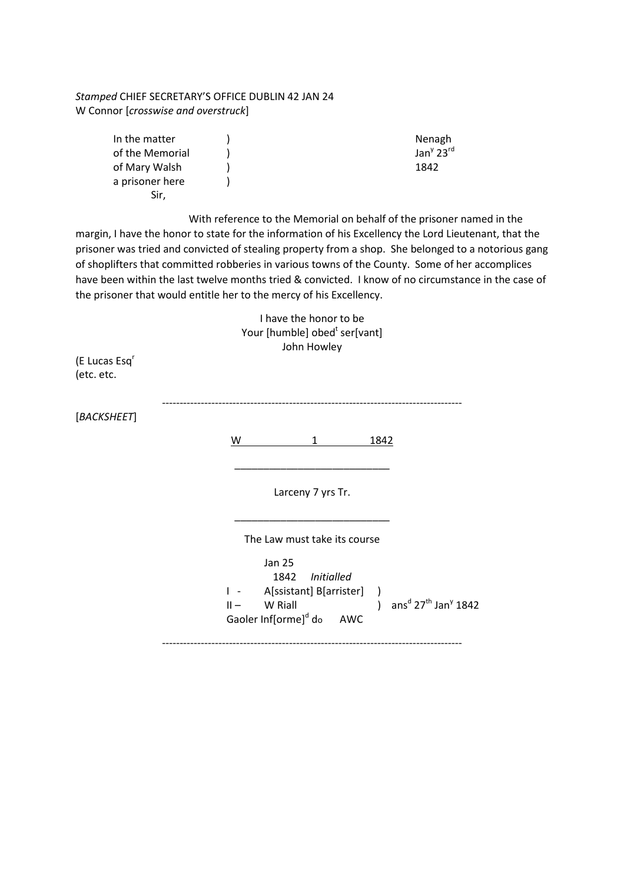*Stamped* CHIEF SECRETARY'S OFFICE DUBLIN 42 JAN 24
W Connor [*crosswise and overstruck*]

In the matter )
of the Memorial )
of Mary Walsh )
a prisoner here )

Nenagh
Jan$^{y}$ 23$^{rd}$
1842

Sir,

With reference to the Memorial on behalf of the prisoner named in the margin, I have the honor to state for the information of his Excellency the Lord Lieutenant, that the prisoner was tried and convicted of stealing property from a shop. She belonged to a notorious gang of shoplifters that committed robberies in various towns of the County. Some of her accomplices have been within the last twelve months tried & convicted. I know of no circumstance in the case of the prisoner that would entitle her to the mercy of his Excellency.

I have the honor to be
Your [humble] obed$^{t}$ ser[vant]
John Howley

(E Lucas Esq$^{r}$
(etc. etc.

---

[*BACKSHEET*]

W 1 1842

---

Larceny 7 yrs Tr.

---

The Law must take its course

Jan 25
1842 *Initialled*

I - A[ssistant] B[arrister] )
II – W Riall ) ans$^{d}$ 27$^{th}$ Jan$^{y}$ 1842
Gaoler Inf[orme]$^{d}$ do AWC

---